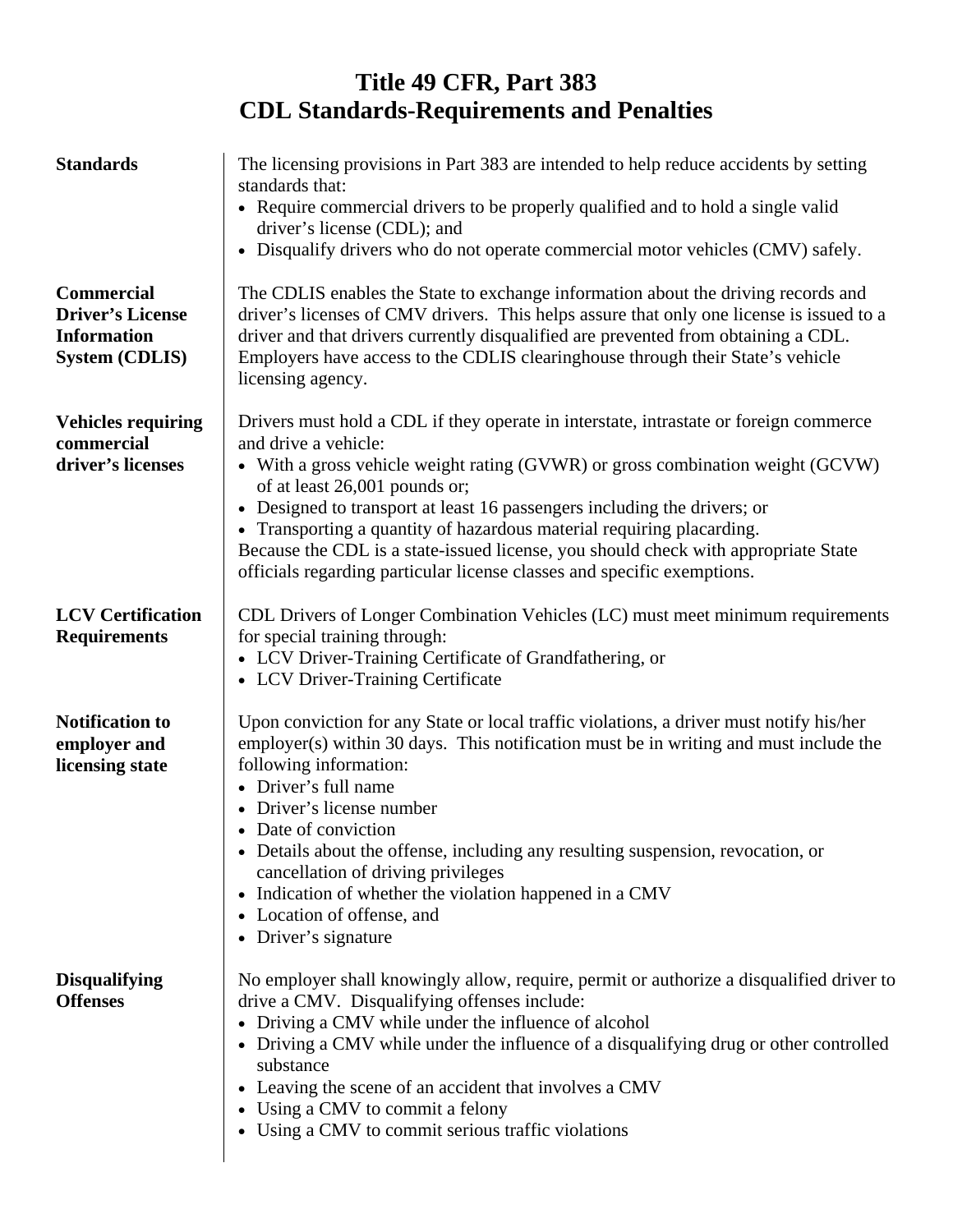# Title 49 CFR, Part 383
# CDL Standards-Requirements and Penalties

**Standards**

The licensing provisions in Part 383 are intended to help reduce accidents by setting standards that:

- Require commercial drivers to be properly qualified and to hold a single valid driver's license (CDL); and
- Disqualify drivers who do not operate commercial motor vehicles (CMV) safely.

**Commercial Driver's License Information System (CDLIS)**

The CDLIS enables the State to exchange information about the driving records and driver's licenses of CMV drivers. This helps assure that only one license is issued to a driver and that drivers currently disqualified are prevented from obtaining a CDL. Employers have access to the CDLIS clearinghouse through their State's vehicle licensing agency.

**Vehicles requiring commercial driver's licenses**

Drivers must hold a CDL if they operate in interstate, intrastate or foreign commerce and drive a vehicle:

- With a gross vehicle weight rating (GVWR) or gross combination weight (GCVW) of at least 26,001 pounds or;
- Designed to transport at least 16 passengers including the drivers; or
- Transporting a quantity of hazardous material requiring placarding.

Because the CDL is a state-issued license, you should check with appropriate State officials regarding particular license classes and specific exemptions.

**LCV Certification Requirements**

CDL Drivers of Longer Combination Vehicles (LC) must meet minimum requirements for special training through:

- LCV Driver-Training Certificate of Grandfathering, or
- LCV Driver-Training Certificate

**Notification to employer and licensing state**

Upon conviction for any State or local traffic violations, a driver must notify his/her employer(s) within 30 days. This notification must be in writing and must include the following information:

- Driver's full name
- Driver's license number
- Date of conviction
- Details about the offense, including any resulting suspension, revocation, or cancellation of driving privileges
- Indication of whether the violation happened in a CMV
- Location of offense, and
- Driver's signature

**Disqualifying Offenses**

No employer shall knowingly allow, require, permit or authorize a disqualified driver to drive a CMV. Disqualifying offenses include:

- Driving a CMV while under the influence of alcohol
- Driving a CMV while under the influence of a disqualifying drug or other controlled substance
- Leaving the scene of an accident that involves a CMV
- Using a CMV to commit a felony
- Using a CMV to commit serious traffic violations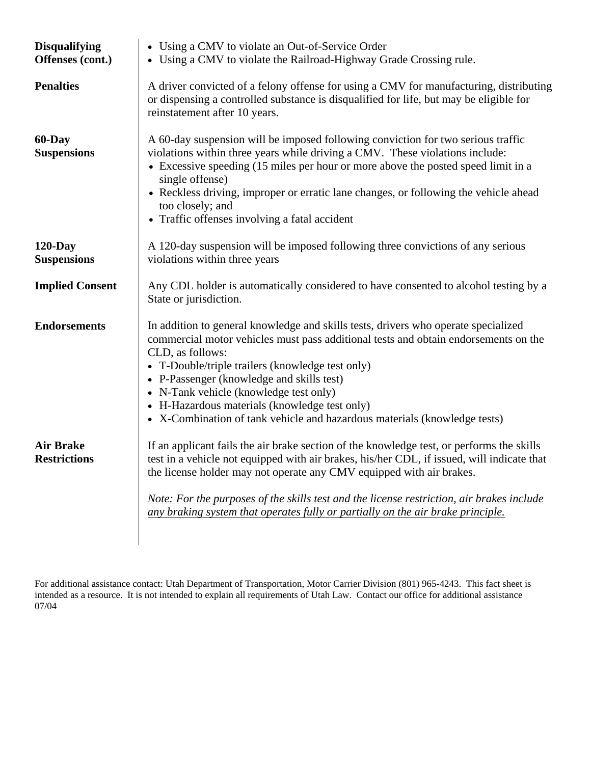**Disqualifying Offenses (cont.)**

- Using a CMV to violate an Out-of-Service Order
- Using a CMV to violate the Railroad-Highway Grade Crossing rule.

**Penalties**

A driver convicted of a felony offense for using a CMV for manufacturing, distributing or dispensing a controlled substance is disqualified for life, but may be eligible for reinstatement after 10 years.

**60-Day Suspensions**

A 60-day suspension will be imposed following conviction for two serious traffic violations within three years while driving a CMV. These violations include:

- Excessive speeding (15 miles per hour or more above the posted speed limit in a single offense)
- Reckless driving, improper or erratic lane changes, or following the vehicle ahead too closely; and
- Traffic offenses involving a fatal accident

**120-Day Suspensions**

A 120-day suspension will be imposed following three convictions of any serious violations within three years

**Implied Consent**

Any CDL holder is automatically considered to have consented to alcohol testing by a State or jurisdiction.

**Endorsements**

In addition to general knowledge and skills tests, drivers who operate specialized commercial motor vehicles must pass additional tests and obtain endorsements on the CLD, as follows:

- T-Double/triple trailers (knowledge test only)
- P-Passenger (knowledge and skills test)
- N-Tank vehicle (knowledge test only)
- H-Hazardous materials (knowledge test only)
- X-Combination of tank vehicle and hazardous materials (knowledge tests)

**Air Brake Restrictions**

If an applicant fails the air brake section of the knowledge test, or performs the skills test in a vehicle not equipped with air brakes, his/her CDL, if issued, will indicate that the license holder may not operate any CMV equipped with air brakes.

*Note: For the purposes of the skills test and the license restriction, air brakes include any braking system that operates fully or partially on the air brake principle.*

For additional assistance contact: Utah Department of Transportation, Motor Carrier Division (801) 965-4243. This fact sheet is intended as a resource. It is not intended to explain all requirements of Utah Law. Contact our office for additional assistance 07/04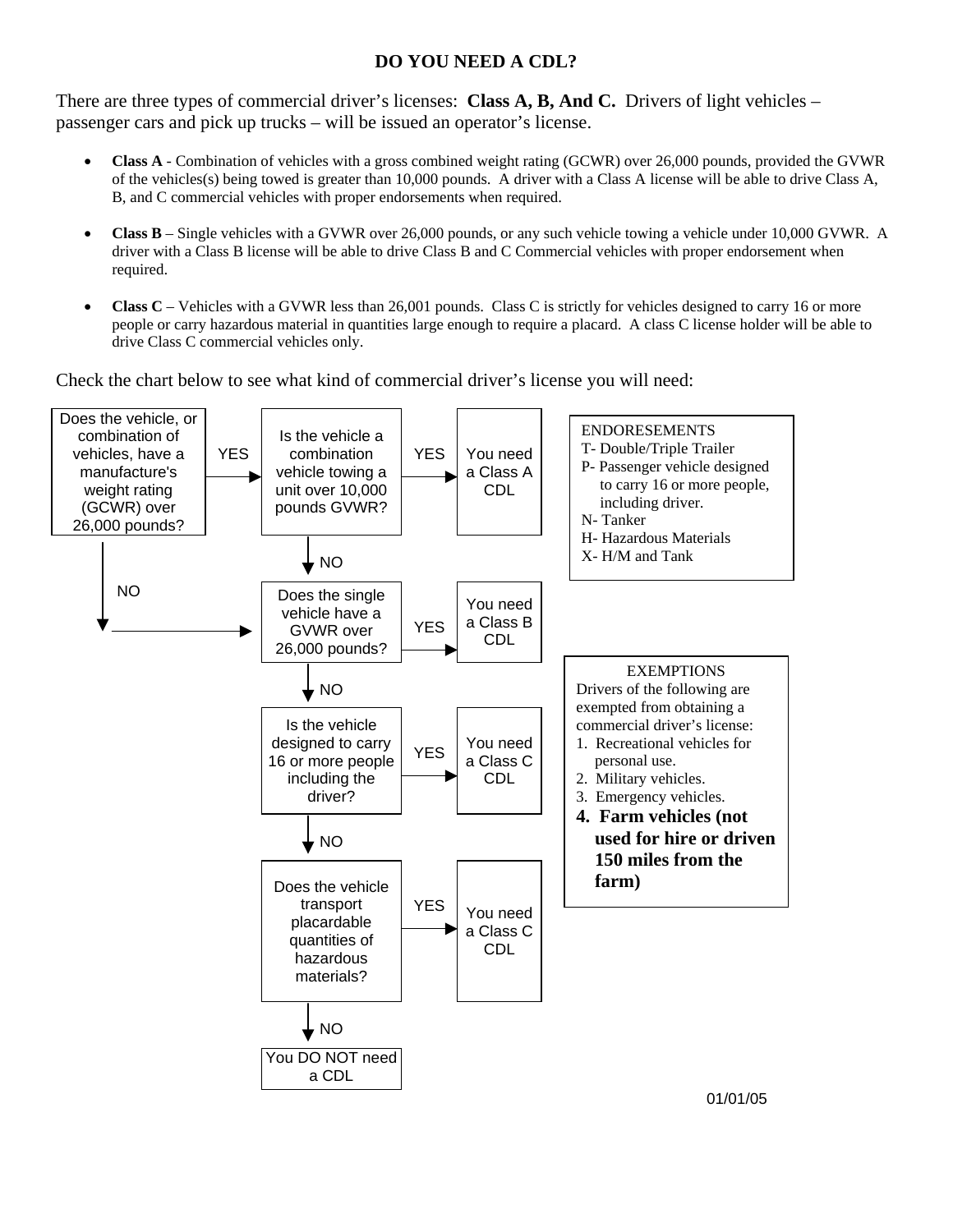**DO YOU NEED A CDL?**

There are three types of commercial driver's licenses: **Class A, B, And C.** Drivers of light vehicles – passenger cars and pick up trucks – will be issued an operator's license.

- **Class A** - Combination of vehicles with a gross combined weight rating (GCWR) over 26,000 pounds, provided the GVWR of the vehicles(s) being towed is greater than 10,000 pounds. A driver with a Class A license will be able to drive Class A, B, and C commercial vehicles with proper endorsements when required.
- **Class B** – Single vehicles with a GVWR over 26,000 pounds, or any such vehicle towing a vehicle under 10,000 GVWR. A driver with a Class B license will be able to drive Class B and C Commercial vehicles with proper endorsement when required.
- **Class C** – Vehicles with a GVWR less than 26,001 pounds. Class C is strictly for vehicles designed to carry 16 or more people or carry hazardous material in quantities large enough to require a placard. A class C license holder will be able to drive Class C commercial vehicles only.

Check the chart below to see what kind of commercial driver's license you will need:

Does the vehicle, or combination of vehicles, have a manufacture's weight rating (GCWR) over 26,000 pounds?

YES

NO

Is the vehicle a combination vehicle towing a unit over 10,000 pounds GVWR?

YES

You need a Class A CDL

NO

Does the single vehicle have a GVWR over 26,000 pounds?

YES

You need a Class B CDL

NO

Is the vehicle designed to carry 16 or more people including the driver?

YES

You need a Class C CDL

NO

Does the vehicle transport placardable quantities of hazardous materials?

YES

You need a Class C CDL

NO

You DO NOT need a CDL

ENDORESEMENTS

T- Double/Triple Trailer

P- Passenger vehicle designed to carry 16 or more people, including driver.

N- Tanker

H- Hazardous Materials

X- H/M and Tank

EXEMPTIONS

Drivers of the following are exempted from obtaining a commercial driver's license:

1. Recreational vehicles for personal use.
2. Military vehicles.
3. Emergency vehicles.
4. **Farm vehicles (not used for hire or driven 150 miles from the farm)**

01/01/05